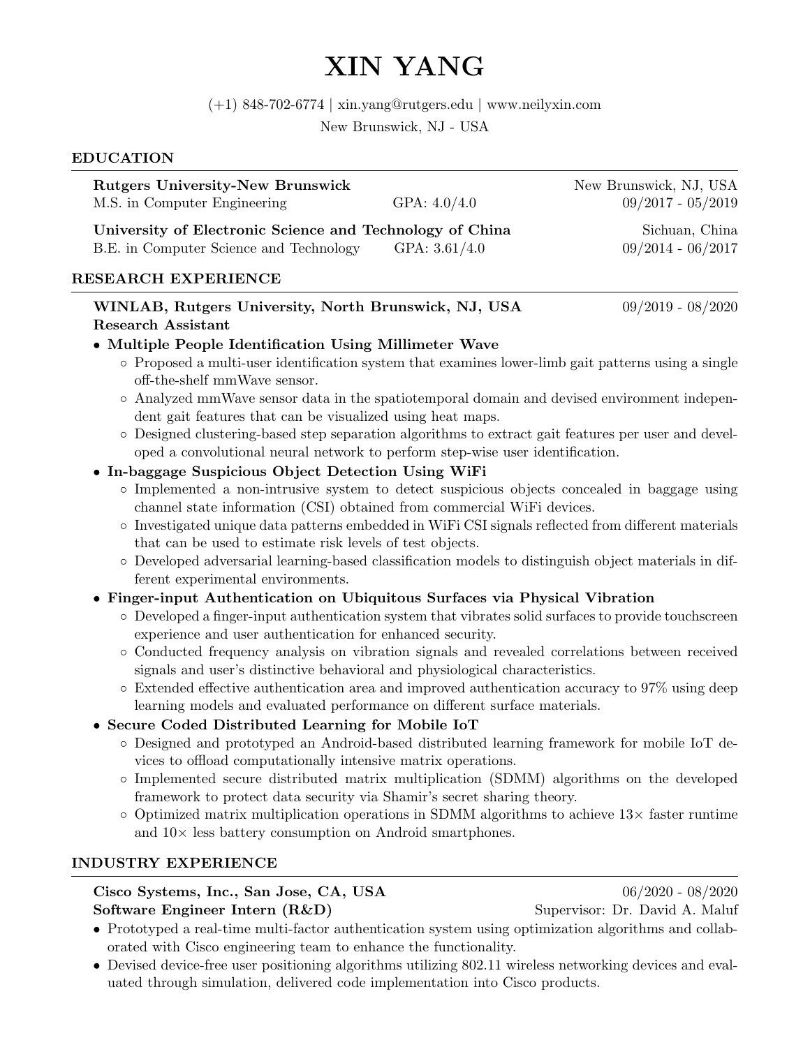# XIN YANG

(+1) 848-702-6774 | xin.yang@rutgers.edu | www.neilyxin.com

New Brunswick, NJ - USA

## EDUCATION

**Rutgers University-New Brunswick** — New Brunswick, NJ, USA
M.S. in Computer Engineering — GPA: 4.0/4.0 — 09/2017 - 05/2019

**University of Electronic Science and Technology of China** — Sichuan, China
B.E. in Computer Science and Technology — GPA: 3.61/4.0 — 09/2014 - 06/2017

## RESEARCH EXPERIENCE

**WINLAB, Rutgers University, North Brunswick, NJ, USA** — 09/2019 - 08/2020
**Research Assistant**

- **Multiple People Identification Using Millimeter Wave**
  - Proposed a multi-user identification system that examines lower-limb gait patterns using a single off-the-shelf mmWave sensor.
  - Analyzed mmWave sensor data in the spatiotemporal domain and devised environment independent gait features that can be visualized using heat maps.
  - Designed clustering-based step separation algorithms to extract gait features per user and developed a convolutional neural network to perform step-wise user identification.
- **In-baggage Suspicious Object Detection Using WiFi**
  - Implemented a non-intrusive system to detect suspicious objects concealed in baggage using channel state information (CSI) obtained from commercial WiFi devices.
  - Investigated unique data patterns embedded in WiFi CSI signals reflected from different materials that can be used to estimate risk levels of test objects.
  - Developed adversarial learning-based classification models to distinguish object materials in different experimental environments.
- **Finger-input Authentication on Ubiquitous Surfaces via Physical Vibration**
  - Developed a finger-input authentication system that vibrates solid surfaces to provide touchscreen experience and user authentication for enhanced security.
  - Conducted frequency analysis on vibration signals and revealed correlations between received signals and user's distinctive behavioral and physiological characteristics.
  - Extended effective authentication area and improved authentication accuracy to 97% using deep learning models and evaluated performance on different surface materials.
- **Secure Coded Distributed Learning for Mobile IoT**
  - Designed and prototyped an Android-based distributed learning framework for mobile IoT devices to offload computationally intensive matrix operations.
  - Implemented secure distributed matrix multiplication (SDMM) algorithms on the developed framework to protect data security via Shamir's secret sharing theory.
  - Optimized matrix multiplication operations in SDMM algorithms to achieve 13× faster runtime and 10× less battery consumption on Android smartphones.

## INDUSTRY EXPERIENCE

**Cisco Systems, Inc., San Jose, CA, USA** — 06/2020 - 08/2020
**Software Engineer Intern (R&D)** — Supervisor: Dr. David A. Maluf

- Prototyped a real-time multi-factor authentication system using optimization algorithms and collaborated with Cisco engineering team to enhance the functionality.
- Devised device-free user positioning algorithms utilizing 802.11 wireless networking devices and evaluated through simulation, delivered code implementation into Cisco products.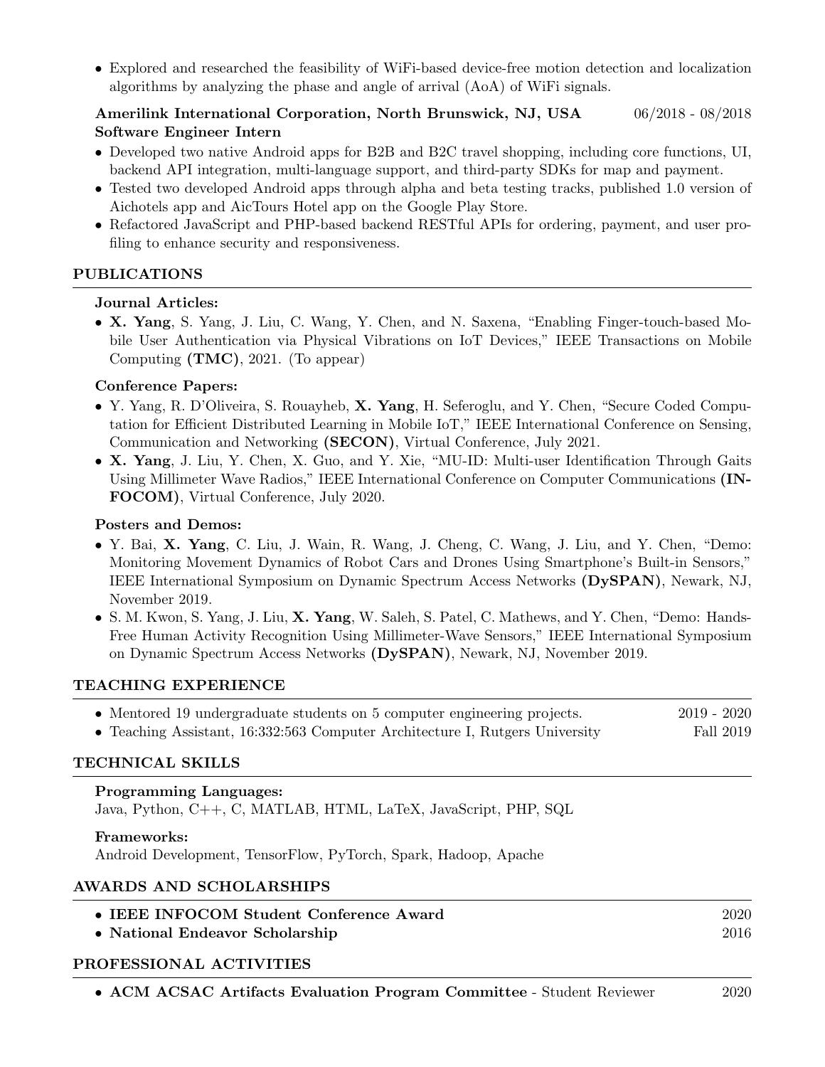- Explored and researched the feasibility of WiFi-based device-free motion detection and localization algorithms by analyzing the phase and angle of arrival (AoA) of WiFi signals.

**Amerilink International Corporation, North Brunswick, NJ, USA** 06/2018 - 08/2018
**Software Engineer Intern**

- Developed two native Android apps for B2B and B2C travel shopping, including core functions, UI, backend API integration, multi-language support, and third-party SDKs for map and payment.
- Tested two developed Android apps through alpha and beta testing tracks, published 1.0 version of Aichotels app and AicTours Hotel app on the Google Play Store.
- Refactored JavaScript and PHP-based backend RESTful APIs for ordering, payment, and user profiling to enhance security and responsiveness.

## PUBLICATIONS

**Journal Articles:**

- **X. Yang**, S. Yang, J. Liu, C. Wang, Y. Chen, and N. Saxena, "Enabling Finger-touch-based Mobile User Authentication via Physical Vibrations on IoT Devices," IEEE Transactions on Mobile Computing **(TMC)**, 2021. (To appear)

**Conference Papers:**

- Y. Yang, R. D'Oliveira, S. Rouayheb, **X. Yang**, H. Seferoglu, and Y. Chen, "Secure Coded Computation for Efficient Distributed Learning in Mobile IoT," IEEE International Conference on Sensing, Communication and Networking **(SECON)**, Virtual Conference, July 2021.
- **X. Yang**, J. Liu, Y. Chen, X. Guo, and Y. Xie, "MU-ID: Multi-user Identification Through Gaits Using Millimeter Wave Radios," IEEE International Conference on Computer Communications **(INFOCOM)**, Virtual Conference, July 2020.

**Posters and Demos:**

- Y. Bai, **X. Yang**, C. Liu, J. Wain, R. Wang, J. Cheng, C. Wang, J. Liu, and Y. Chen, "Demo: Monitoring Movement Dynamics of Robot Cars and Drones Using Smartphone's Built-in Sensors," IEEE International Symposium on Dynamic Spectrum Access Networks **(DySPAN)**, Newark, NJ, November 2019.
- S. M. Kwon, S. Yang, J. Liu, **X. Yang**, W. Saleh, S. Patel, C. Mathews, and Y. Chen, "Demo: Hands-Free Human Activity Recognition Using Millimeter-Wave Sensors," IEEE International Symposium on Dynamic Spectrum Access Networks **(DySPAN)**, Newark, NJ, November 2019.

## TEACHING EXPERIENCE

- Mentored 19 undergraduate students on 5 computer engineering projects. 2019 - 2020
- Teaching Assistant, 16:332:563 Computer Architecture I, Rutgers University Fall 2019

## TECHNICAL SKILLS

**Programming Languages:**
Java, Python, C++, C, MATLAB, HTML, LaTeX, JavaScript, PHP, SQL

**Frameworks:**
Android Development, TensorFlow, PyTorch, Spark, Hadoop, Apache

## AWARDS AND SCHOLARSHIPS

- **IEEE INFOCOM Student Conference Award** 2020
- **National Endeavor Scholarship** 2016

## PROFESSIONAL ACTIVITIES

- **ACM ACSAC Artifacts Evaluation Program Committee** - Student Reviewer 2020